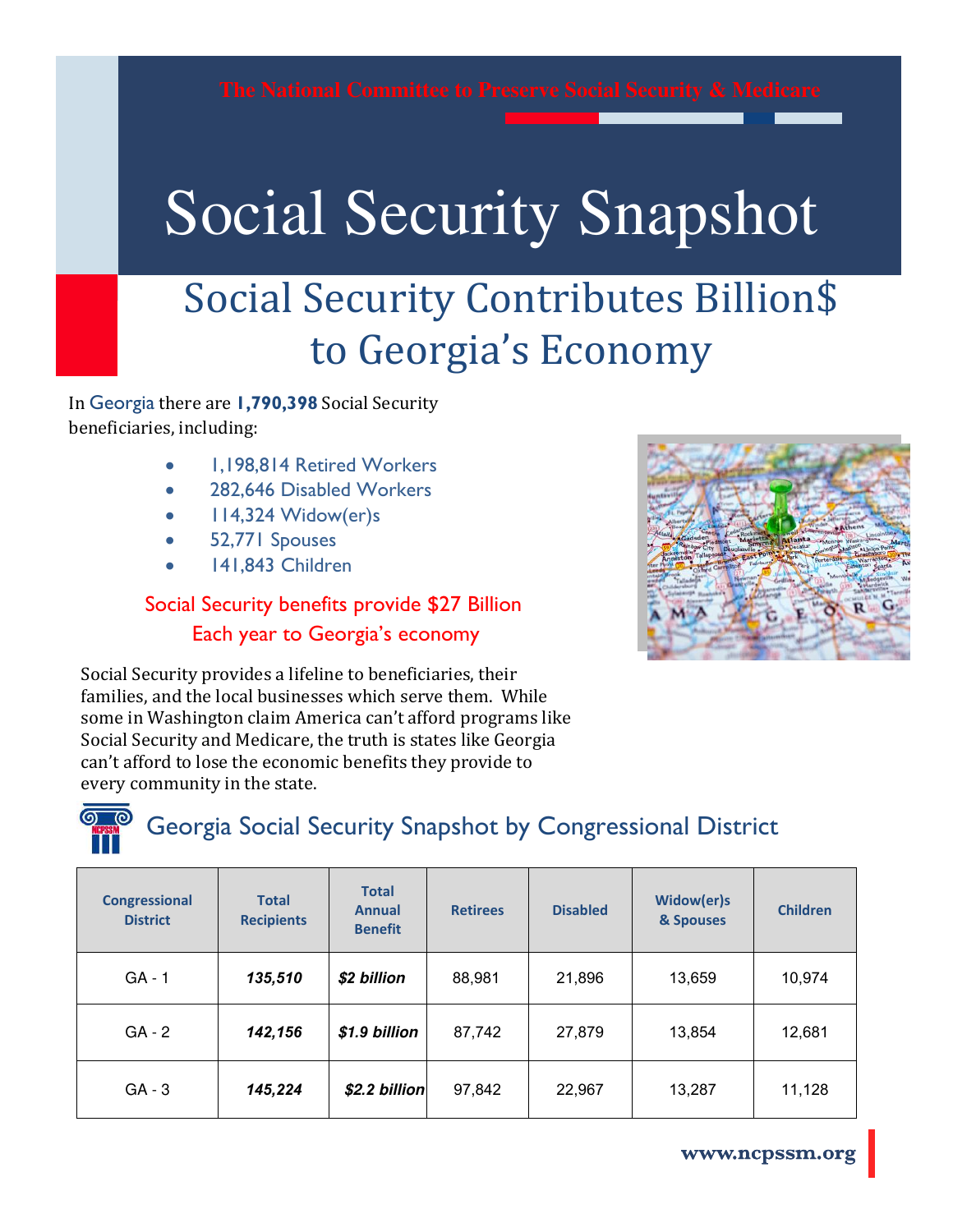The National Committee to Preserve Social Security & Medicare

# Social Security Snapshot

## Social Security Contributes Billion$ to Georgia's Economy

In Georgia there are **1,790,398** Social Security beneficiaries, including:

- 1,198,814 Retired Workers
- 282,646 Disabled Workers
- 114,324 Widow(er)s
- 52,771 Spouses
- 141,843 Children

Social Security benefits provide $27 Billion
Each year to Georgia's economy

Social Security provides a lifeline to beneficiaries, their families, and the local businesses which serve them. While some in Washington claim America can't afford programs like Social Security and Medicare, the truth is states like Georgia can't afford to lose the economic benefits they provide to every community in the state.

## Georgia Social Security Snapshot by Congressional District

| Congressional District | Total Recipients | Total Annual Benefit | Retirees | Disabled | Widow(er)s & Spouses | Children |
|---|---|---|---|---|---|---|
| GA - 1 | ***135,510*** | ***$2 billion*** | 88,981 | 21,896 | 13,659 | 10,974 |
| GA - 2 | ***142,156*** | ***$1.9 billion*** | 87,742 | 27,879 | 13,854 | 12,681 |
| GA - 3 | ***145,224*** | ***$2.2 billion*** | 97,842 | 22,967 | 13,287 | 11,128 |

www.ncpssm.org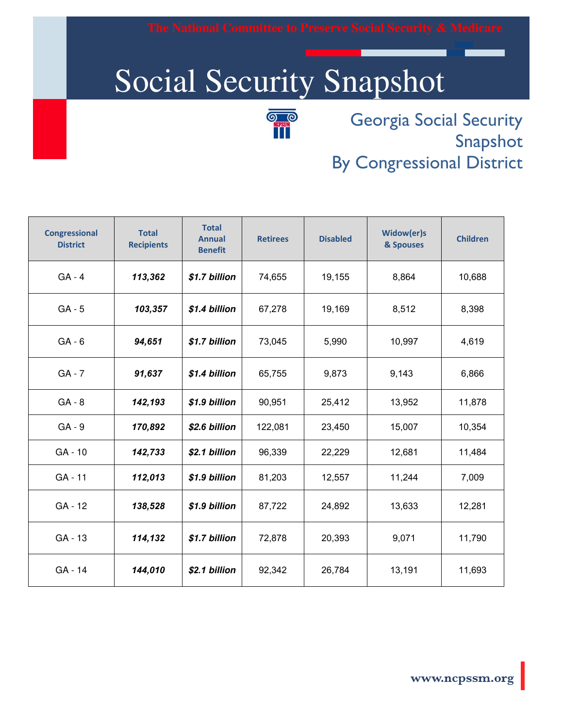The National Committee to Preserve Social Security & Medicare

# Social Security Snapshot

## Georgia Social Security Snapshot By Congressional District

| Congressional District | Total Recipients | Total Annual Benefit | Retirees | Disabled | Widow(er)s & Spouses | Children |
|---|---|---|---|---|---|---|
| GA - 4 | ***113,362*** | ***$1.7 billion*** | 74,655 | 19,155 | 8,864 | 10,688 |
| GA - 5 | ***103,357*** | ***$1.4 billion*** | 67,278 | 19,169 | 8,512 | 8,398 |
| GA - 6 | ***94,651*** | ***$1.7 billion*** | 73,045 | 5,990 | 10,997 | 4,619 |
| GA - 7 | ***91,637*** | ***$1.4 billion*** | 65,755 | 9,873 | 9,143 | 6,866 |
| GA - 8 | ***142,193*** | ***$1.9 billion*** | 90,951 | 25,412 | 13,952 | 11,878 |
| GA - 9 | ***170,892*** | ***$2.6 billion*** | 122,081 | 23,450 | 15,007 | 10,354 |
| GA - 10 | ***142,733*** | ***$2.1 billion*** | 96,339 | 22,229 | 12,681 | 11,484 |
| GA - 11 | ***112,013*** | ***$1.9 billion*** | 81,203 | 12,557 | 11,244 | 7,009 |
| GA - 12 | ***138,528*** | ***$1.9 billion*** | 87,722 | 24,892 | 13,633 | 12,281 |
| GA - 13 | ***114,132*** | ***$1.7 billion*** | 72,878 | 20,393 | 9,071 | 11,790 |
| GA - 14 | ***144,010*** | ***$2.1 billion*** | 92,342 | 26,784 | 13,191 | 11,693 |

www.ncpssm.org